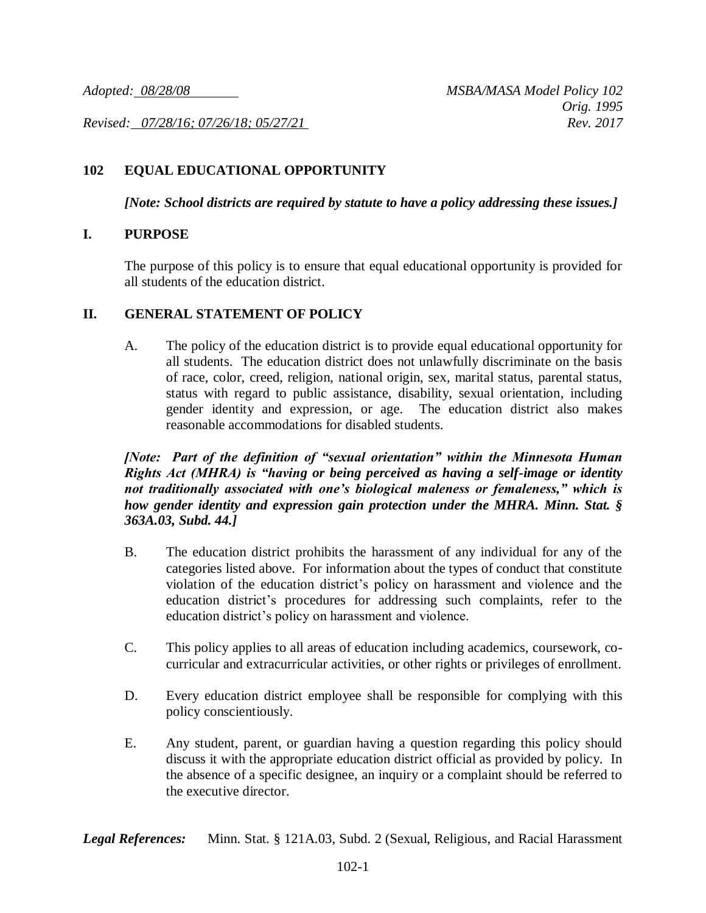*Adopted: 08/28/08*

*Revised: 07/28/16; 07/26/18; 05/27/21*

*MSBA/MASA Model Policy 102*
*Orig. 1995*
*Rev. 2017*

## 102 EQUAL EDUCATIONAL OPPORTUNITY

***[Note: School districts are required by statute to have a policy addressing these issues.]***

### I. PURPOSE

The purpose of this policy is to ensure that equal educational opportunity is provided for all students of the education district.

### II. GENERAL STATEMENT OF POLICY

A. The policy of the education district is to provide equal educational opportunity for all students. The education district does not unlawfully discriminate on the basis of race, color, creed, religion, national origin, sex, marital status, parental status, status with regard to public assistance, disability, sexual orientation, including gender identity and expression, or age. The education district also makes reasonable accommodations for disabled students.

***[Note: Part of the definition of "sexual orientation" within the Minnesota Human Rights Act (MHRA) is "having or being perceived as having a self-image or identity not traditionally associated with one's biological maleness or femaleness," which is how gender identity and expression gain protection under the MHRA. Minn. Stat. § 363A.03, Subd. 44.]***

B. The education district prohibits the harassment of any individual for any of the categories listed above. For information about the types of conduct that constitute violation of the education district's policy on harassment and violence and the education district's procedures for addressing such complaints, refer to the education district's policy on harassment and violence.

C. This policy applies to all areas of education including academics, coursework, co-curricular and extracurricular activities, or other rights or privileges of enrollment.

D. Every education district employee shall be responsible for complying with this policy conscientiously.

E. Any student, parent, or guardian having a question regarding this policy should discuss it with the appropriate education district official as provided by policy. In the absence of a specific designee, an inquiry or a complaint should be referred to the executive director.

***Legal References:*** Minn. Stat. § 121A.03, Subd. 2 (Sexual, Religious, and Racial Harassment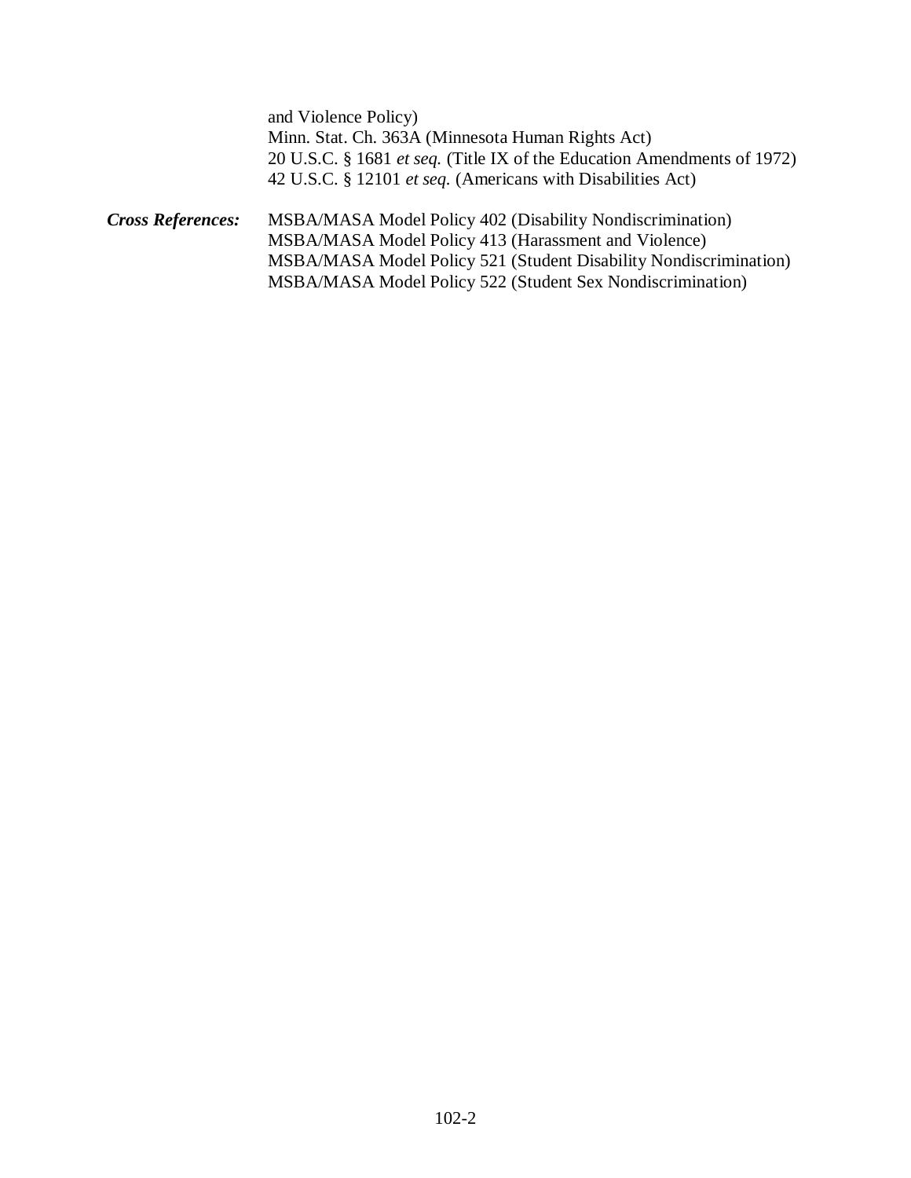and Violence Policy)
Minn. Stat. Ch. 363A (Minnesota Human Rights Act)
20 U.S.C. § 1681 *et seq.* (Title IX of the Education Amendments of 1972)
42 U.S.C. § 12101 *et seq.* (Americans with Disabilities Act)

***Cross References:*** MSBA/MASA Model Policy 402 (Disability Nondiscrimination)
MSBA/MASA Model Policy 413 (Harassment and Violence)
MSBA/MASA Model Policy 521 (Student Disability Nondiscrimination)
MSBA/MASA Model Policy 522 (Student Sex Nondiscrimination)